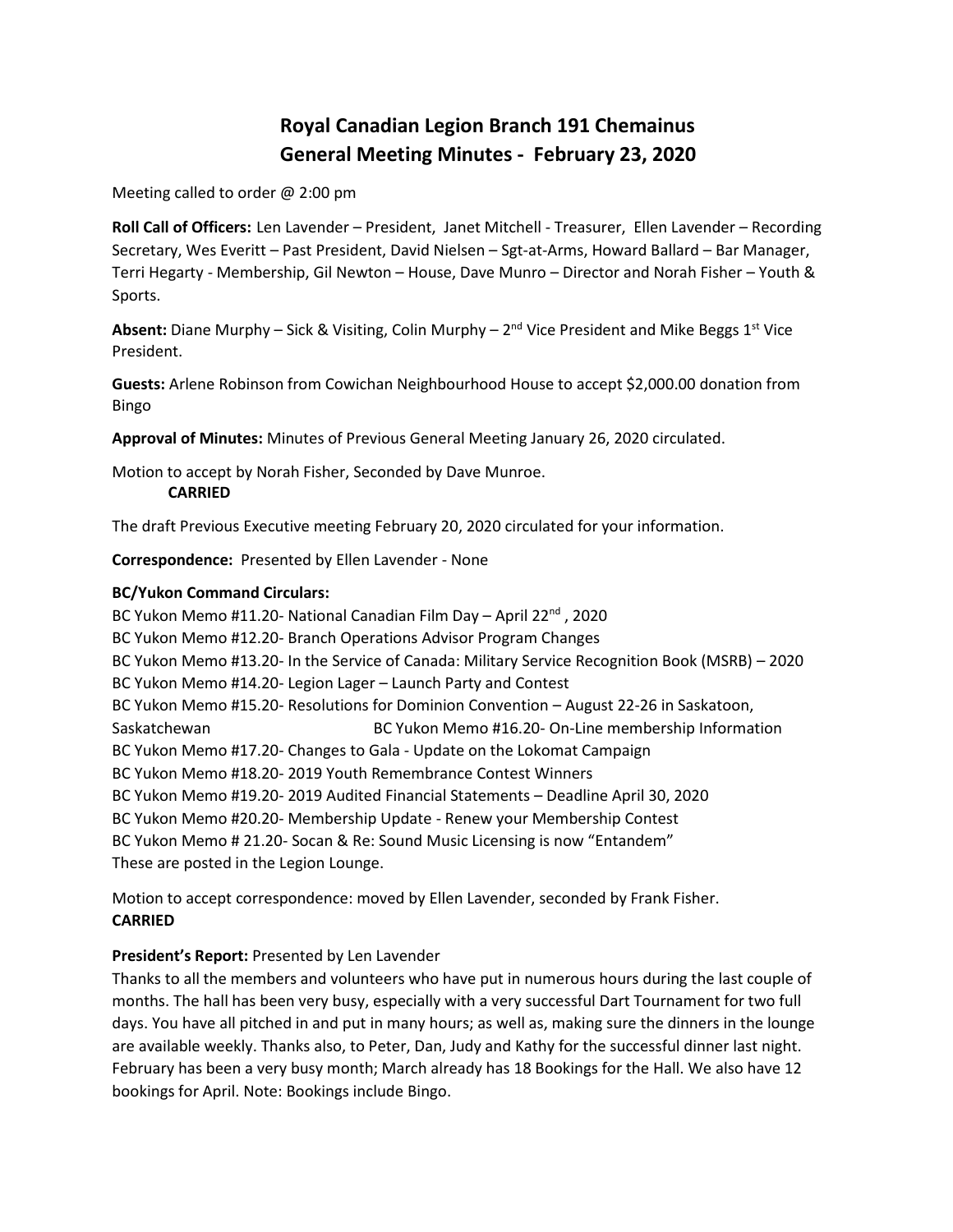# Royal Canadian Legion Branch 191 Chemainus
# General Meeting Minutes - February 23, 2020

Meeting called to order @ 2:00 pm

**Roll Call of Officers:** Len Lavender – President, Janet Mitchell - Treasurer, Ellen Lavender – Recording Secretary, Wes Everitt – Past President, David Nielsen – Sgt-at-Arms, Howard Ballard – Bar Manager, Terri Hegarty - Membership, Gil Newton – House, Dave Munro – Director and Norah Fisher – Youth & Sports.

**Absent:** Diane Murphy – Sick & Visiting, Colin Murphy – 2nd Vice President and Mike Beggs 1st Vice President.

**Guests:** Arlene Robinson from Cowichan Neighbourhood House to accept $2,000.00 donation from Bingo

**Approval of Minutes:** Minutes of Previous General Meeting January 26, 2020 circulated.

Motion to accept by Norah Fisher, Seconded by Dave Munroe.
**CARRIED**

The draft Previous Executive meeting February 20, 2020 circulated for your information.

**Correspondence:** Presented by Ellen Lavender - None

**BC/Yukon Command Circulars:**

BC Yukon Memo #11.20- National Canadian Film Day – April 22nd, 2020
BC Yukon Memo #12.20- Branch Operations Advisor Program Changes
BC Yukon Memo #13.20- In the Service of Canada: Military Service Recognition Book (MSRB) – 2020
BC Yukon Memo #14.20- Legion Lager – Launch Party and Contest
BC Yukon Memo #15.20- Resolutions for Dominion Convention – August 22-26 in Saskatoon, Saskatchewan
BC Yukon Memo #16.20- On-Line membership Information
BC Yukon Memo #17.20- Changes to Gala - Update on the Lokomat Campaign
BC Yukon Memo #18.20- 2019 Youth Remembrance Contest Winners
BC Yukon Memo #19.20- 2019 Audited Financial Statements – Deadline April 30, 2020
BC Yukon Memo #20.20- Membership Update - Renew your Membership Contest
BC Yukon Memo # 21.20- Socan & Re: Sound Music Licensing is now "Entandem"
These are posted in the Legion Lounge.

Motion to accept correspondence: moved by Ellen Lavender, seconded by Frank Fisher.
**CARRIED**

**President's Report:** Presented by Len Lavender

Thanks to all the members and volunteers who have put in numerous hours during the last couple of months. The hall has been very busy, especially with a very successful Dart Tournament for two full days. You have all pitched in and put in many hours; as well as, making sure the dinners in the lounge are available weekly. Thanks also, to Peter, Dan, Judy and Kathy for the successful dinner last night. February has been a very busy month; March already has 18 Bookings for the Hall. We also have 12 bookings for April. Note: Bookings include Bingo.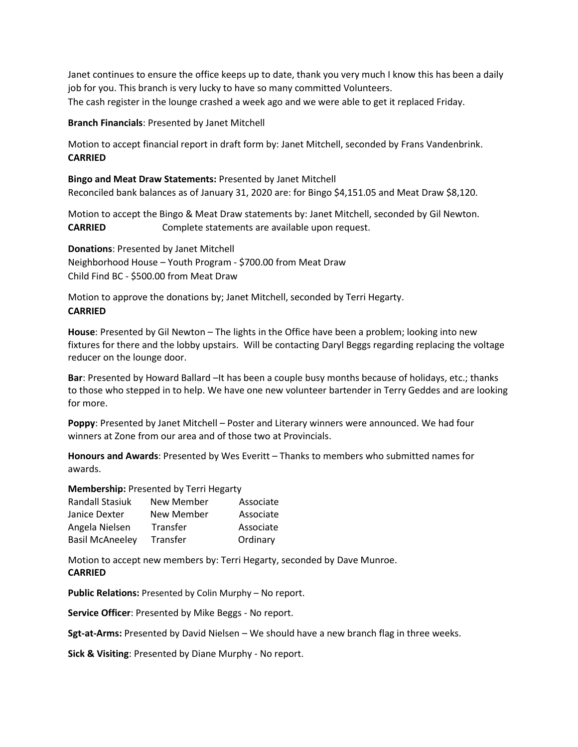Janet continues to ensure the office keeps up to date, thank you very much I know this has been a daily job for you. This branch is very lucky to have so many committed Volunteers.
The cash register in the lounge crashed a week ago and we were able to get it replaced Friday.

**Branch Financials**: Presented by Janet Mitchell

Motion to accept financial report in draft form by: Janet Mitchell, seconded by Frans Vandenbrink.
**CARRIED**

**Bingo and Meat Draw Statements:** Presented by Janet Mitchell
Reconciled bank balances as of January 31, 2020 are: for Bingo $4,151.05 and Meat Draw $8,120.

Motion to accept the Bingo & Meat Draw statements by: Janet Mitchell, seconded by Gil Newton.
**CARRIED** Complete statements are available upon request.

**Donations**: Presented by Janet Mitchell
Neighborhood House – Youth Program - $700.00 from Meat Draw
Child Find BC - $500.00 from Meat Draw

Motion to approve the donations by; Janet Mitchell, seconded by Terri Hegarty.
**CARRIED**

**House**: Presented by Gil Newton – The lights in the Office have been a problem; looking into new fixtures for there and the lobby upstairs. Will be contacting Daryl Beggs regarding replacing the voltage reducer on the lounge door.

**Bar**: Presented by Howard Ballard –It has been a couple busy months because of holidays, etc.; thanks to those who stepped in to help. We have one new volunteer bartender in Terry Geddes and are looking for more.

**Poppy**: Presented by Janet Mitchell – Poster and Literary winners were announced. We had four winners at Zone from our area and of those two at Provincials.

**Honours and Awards**: Presented by Wes Everitt – Thanks to members who submitted names for awards.

**Membership:** Presented by Terri Hegarty

| | | |
|---|---|---|
| Randall Stasiuk | New Member | Associate |
| Janice Dexter | New Member | Associate |
| Angela Nielsen | Transfer | Associate |
| Basil McAneeley | Transfer | Ordinary |

Motion to accept new members by: Terri Hegarty, seconded by Dave Munroe.
**CARRIED**

**Public Relations:** Presented by Colin Murphy – No report.

**Service Officer**: Presented by Mike Beggs - No report.

**Sgt-at-Arms:** Presented by David Nielsen – We should have a new branch flag in three weeks.

**Sick & Visiting**: Presented by Diane Murphy - No report.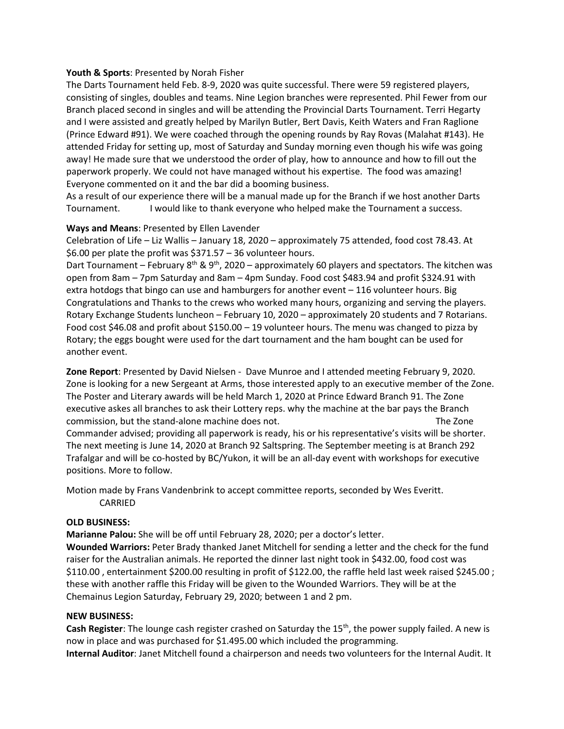**Youth & Sports**: Presented by Norah Fisher

The Darts Tournament held Feb. 8-9, 2020 was quite successful. There were 59 registered players, consisting of singles, doubles and teams. Nine Legion branches were represented. Phil Fewer from our Branch placed second in singles and will be attending the Provincial Darts Tournament. Terri Hegarty and I were assisted and greatly helped by Marilyn Butler, Bert Davis, Keith Waters and Fran Raglione (Prince Edward #91). We were coached through the opening rounds by Ray Rovas (Malahat #143). He attended Friday for setting up, most of Saturday and Sunday morning even though his wife was going away! He made sure that we understood the order of play, how to announce and how to fill out the paperwork properly. We could not have managed without his expertise. The food was amazing! Everyone commented on it and the bar did a booming business.

As a result of our experience there will be a manual made up for the Branch if we host another Darts Tournament. I would like to thank everyone who helped make the Tournament a success.

**Ways and Means**: Presented by Ellen Lavender

Celebration of Life – Liz Wallis – January 18, 2020 – approximately 75 attended, food cost 78.43. At $6.00 per plate the profit was $371.57 – 36 volunteer hours.

Dart Tournament – February 8th & 9th, 2020 – approximately 60 players and spectators. The kitchen was open from 8am – 7pm Saturday and 8am – 4pm Sunday. Food cost $483.94 and profit $324.91 with extra hotdogs that bingo can use and hamburgers for another event – 116 volunteer hours. Big Congratulations and Thanks to the crews who worked many hours, organizing and serving the players. Rotary Exchange Students luncheon – February 10, 2020 – approximately 20 students and 7 Rotarians. Food cost $46.08 and profit about $150.00 – 19 volunteer hours. The menu was changed to pizza by Rotary; the eggs bought were used for the dart tournament and the ham bought can be used for another event.

**Zone Report**: Presented by David Nielsen - Dave Munroe and I attended meeting February 9, 2020. Zone is looking for a new Sergeant at Arms, those interested apply to an executive member of the Zone. The Poster and Literary awards will be held March 1, 2020 at Prince Edward Branch 91. The Zone executive askes all branches to ask their Lottery reps. why the machine at the bar pays the Branch commission, but the stand-alone machine does not. The Zone Commander advised; providing all paperwork is ready, his or his representative's visits will be shorter. The next meeting is June 14, 2020 at Branch 92 Saltspring. The September meeting is at Branch 292 Trafalgar and will be co-hosted by BC/Yukon, it will be an all-day event with workshops for executive positions. More to follow.

Motion made by Frans Vandenbrink to accept committee reports, seconded by Wes Everitt.
CARRIED

**OLD BUSINESS:**

**Marianne Palou:** She will be off until February 28, 2020; per a doctor's letter.

**Wounded Warriors:** Peter Brady thanked Janet Mitchell for sending a letter and the check for the fund raiser for the Australian animals. He reported the dinner last night took in $432.00, food cost was $110.00 , entertainment $200.00 resulting in profit of $122.00, the raffle held last week raised $245.00 ; these with another raffle this Friday will be given to the Wounded Warriors. They will be at the Chemainus Legion Saturday, February 29, 2020; between 1 and 2 pm.

**NEW BUSINESS:**

**Cash Register**: The lounge cash register crashed on Saturday the 15th, the power supply failed. A new is now in place and was purchased for $1.495.00 which included the programming.

**Internal Auditor**: Janet Mitchell found a chairperson and needs two volunteers for the Internal Audit. It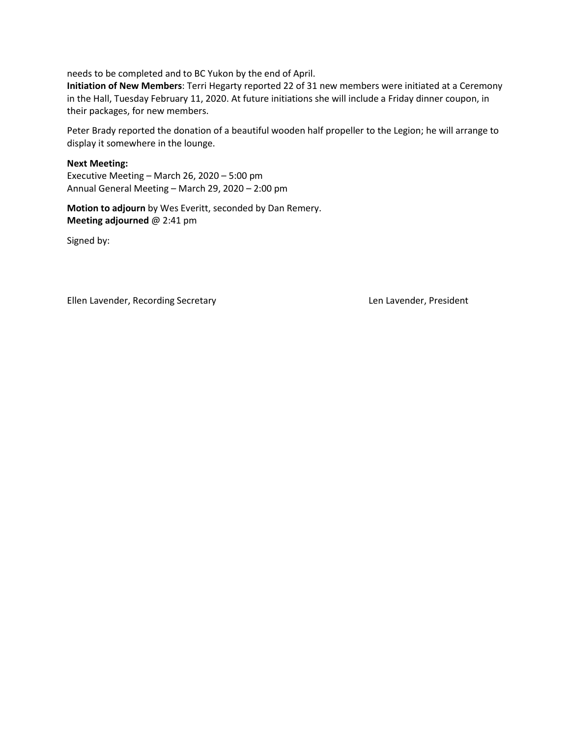needs to be completed and to BC Yukon by the end of April.
**Initiation of New Members**: Terri Hegarty reported 22 of 31 new members were initiated at a Ceremony in the Hall, Tuesday February 11, 2020. At future initiations she will include a Friday dinner coupon, in their packages, for new members.

Peter Brady reported the donation of a beautiful wooden half propeller to the Legion; he will arrange to display it somewhere in the lounge.

**Next Meeting:**
Executive Meeting – March 26, 2020 – 5:00 pm
Annual General Meeting – March 29, 2020 – 2:00 pm

**Motion to adjourn** by Wes Everitt, seconded by Dan Remery.
**Meeting adjourned** @ 2:41 pm

Signed by:

Ellen Lavender, Recording Secretary

Len Lavender, President